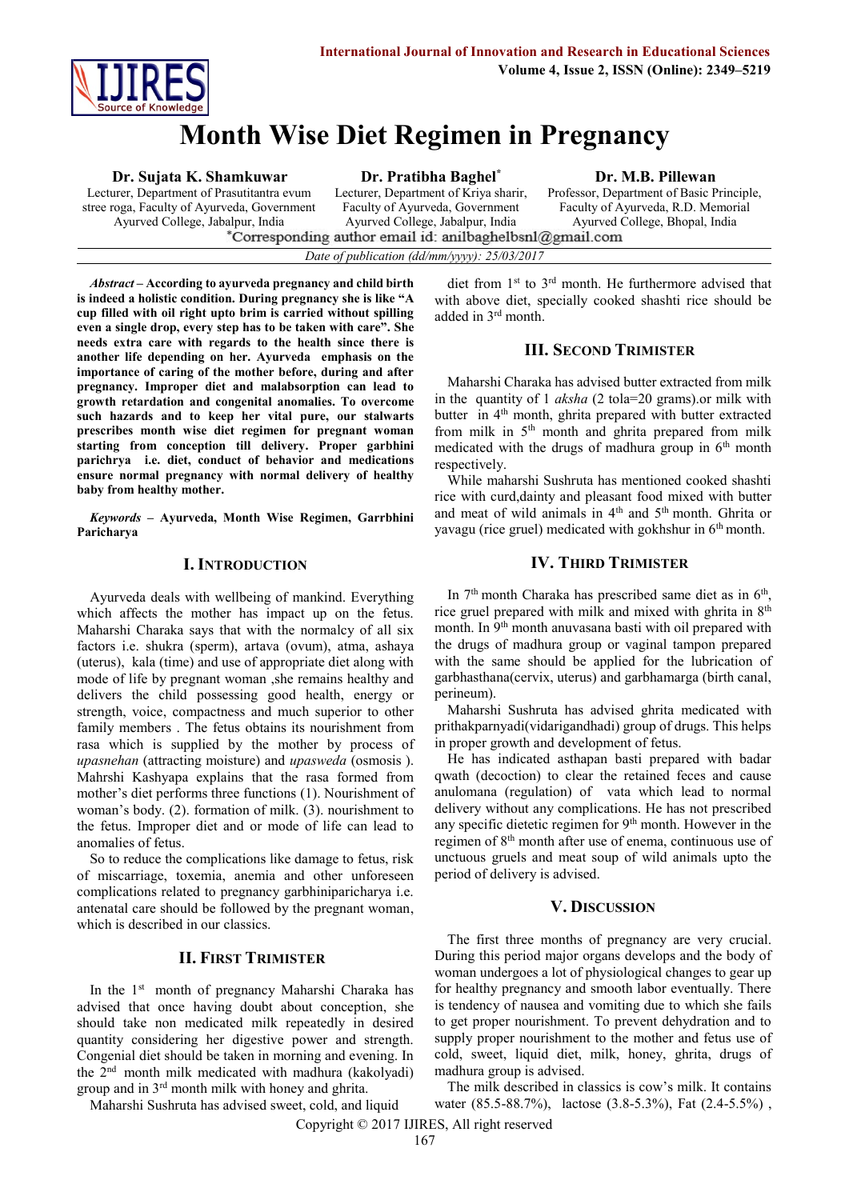# Month Wise Diet Regimen in Pregnancy

**Dr. Sujata K. Shamkuwar**
Lecturer, Department of Prasutitantra evum stree roga, Faculty of Ayurveda, Government Ayurved College, Jabalpur, India

**Dr. Pratibha Baghel***
Lecturer, Department of Kriya sharir, Faculty of Ayurveda, Government Ayurved College, Jabalpur, India

**Dr. M.B. Pillewan**
Professor, Department of Basic Principle, Faculty of Ayurveda, R.D. Memorial Ayurved College, Bhopal, India

*Corresponding author email id: anilbaghelbsnl@gmail.com

*Date of publication (dd/mm/yyyy): 25/03/2017*

***Abstract* – According to ayurveda pregnancy and child birth is indeed a holistic condition. During pregnancy she is like "A cup filled with oil right upto brim is carried without spilling even a single drop, every step has to be taken with care". She needs extra care with regards to the health since there is another life depending on her. Ayurveda emphasis on the importance of caring of the mother before, during and after pregnancy. Improper diet and malabsorption can lead to growth retardation and congenital anomalies. To overcome such hazards and to keep her vital pure, our stalwarts prescribes month wise diet regimen for pregnant woman starting from conception till delivery. Proper garbhini parichrya i.e. diet, conduct of behavior and medications ensure normal pregnancy with normal delivery of healthy baby from healthy mother.**

***Keywords* – Ayurveda, Month Wise Regimen, Garrbhini Paricharya**

## I. Introduction

Ayurveda deals with wellbeing of mankind. Everything which affects the mother has impact up on the fetus. Maharshi Charaka says that with the normalcy of all six factors i.e. shukra (sperm), artava (ovum), atma, ashaya (uterus), kala (time) and use of appropriate diet along with mode of life by pregnant woman ,she remains healthy and delivers the child possessing good health, energy or strength, voice, compactness and much superior to other family members . The fetus obtains its nourishment from rasa which is supplied by the mother by process of *upasnehan* (attracting moisture) and *upasweda* (osmosis ). Mahrshi Kashyapa explains that the rasa formed from mother's diet performs three functions (1). Nourishment of woman's body. (2). formation of milk. (3). nourishment to the fetus. Improper diet and or mode of life can lead to anomalies of fetus.

So to reduce the complications like damage to fetus, risk of miscarriage, toxemia, anemia and other unforeseen complications related to pregnancy garbhiniparicharya i.e. antenatal care should be followed by the pregnant woman, which is described in our classics.

## II. First Trimister

In the 1st month of pregnancy Maharshi Charaka has advised that once having doubt about conception, she should take non medicated milk repeatedly in desired quantity considering her digestive power and strength. Congenial diet should be taken in morning and evening. In the 2nd month milk medicated with madhura (kakolyadi) group and in 3rd month milk with honey and ghrita.

Maharshi Sushruta has advised sweet, cold, and liquid diet from 1st to 3rd month. He furthermore advised that with above diet, specially cooked shashti rice should be added in 3rd month.

## III. Second Trimister

Maharshi Charaka has advised butter extracted from milk in the quantity of 1 *aksha* (2 tola=20 grams).or milk with butter in 4th month, ghrita prepared with butter extracted from milk in 5th month and ghrita prepared from milk medicated with the drugs of madhura group in 6th month respectively.

While maharshi Sushruta has mentioned cooked shashti rice with curd,dainty and pleasant food mixed with butter and meat of wild animals in 4th and 5th month. Ghrita or yavagu (rice gruel) medicated with gokhshur in 6th month.

## IV. Third Trimister

In 7th month Charaka has prescribed same diet as in 6th, rice gruel prepared with milk and mixed with ghrita in 8th month. In 9th month anuvasana basti with oil prepared with the drugs of madhura group or vaginal tampon prepared with the same should be applied for the lubrication of garbhasthana(cervix, uterus) and garbhamarga (birth canal, perineum).

Maharshi Sushruta has advised ghrita medicated with prithakparnyadi(vidarigandhadi) group of drugs. This helps in proper growth and development of fetus.

He has indicated asthapan basti prepared with badar qwath (decoction) to clear the retained feces and cause anulomana (regulation) of vata which lead to normal delivery without any complications. He has not prescribed any specific dietetic regimen for 9th month. However in the regimen of 8th month after use of enema, continuous use of unctuous gruels and meat soup of wild animals upto the period of delivery is advised.

## V. Discussion

The first three months of pregnancy are very crucial. During this period major organs develops and the body of woman undergoes a lot of physiological changes to gear up for healthy pregnancy and smooth labor eventually. There is tendency of nausea and vomiting due to which she fails to get proper nourishment. To prevent dehydration and to supply proper nourishment to the mother and fetus use of cold, sweet, liquid diet, milk, honey, ghrita, drugs of madhura group is advised.

The milk described in classics is cow's milk. It contains water (85.5-88.7%), lactose (3.8-5.3%), Fat (2.4-5.5%) ,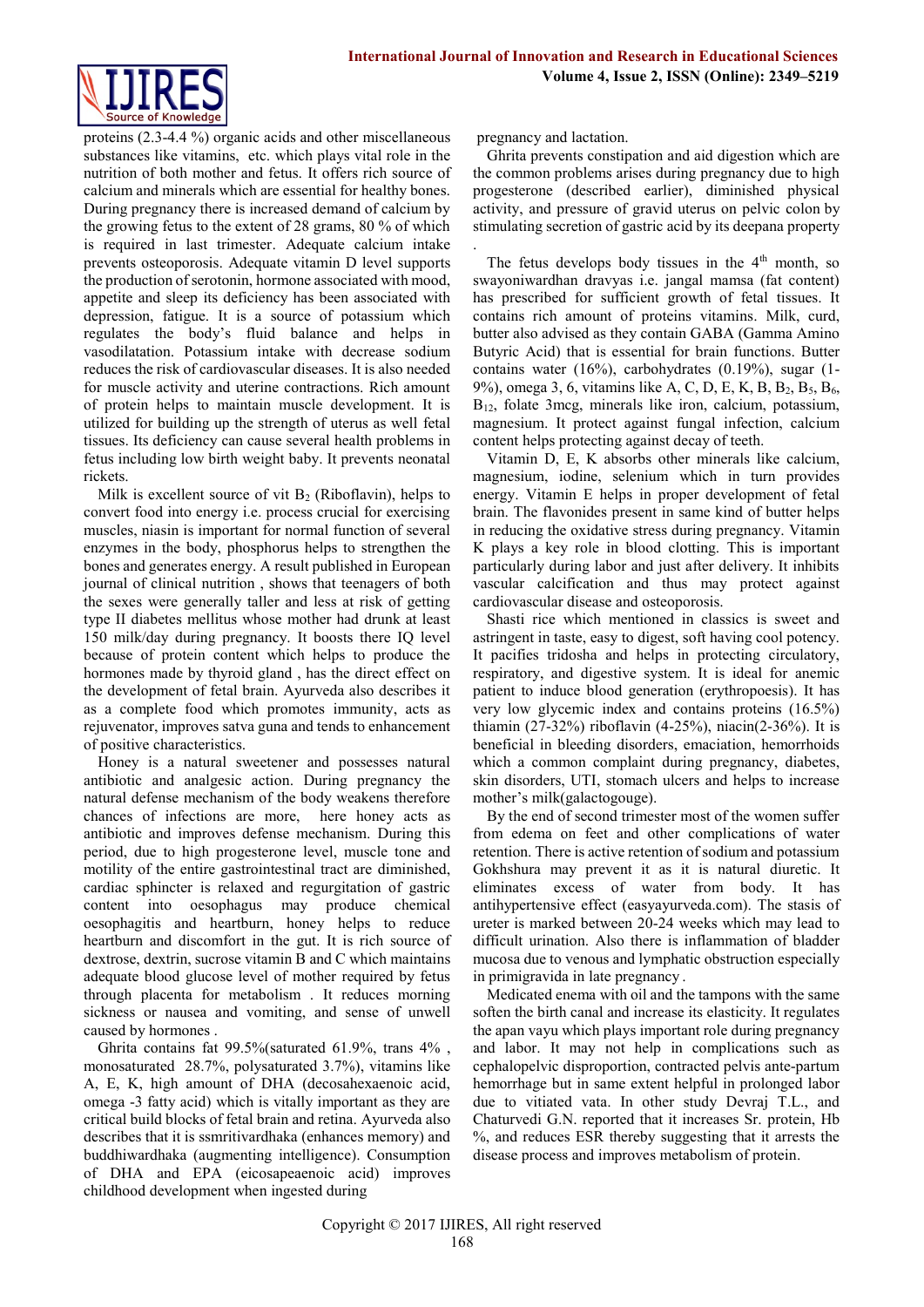proteins (2.3-4.4 %) organic acids and other miscellaneous substances like vitamins, etc. which plays vital role in the nutrition of both mother and fetus. It offers rich source of calcium and minerals which are essential for healthy bones. During pregnancy there is increased demand of calcium by the growing fetus to the extent of 28 grams, 80 % of which is required in last trimester. Adequate calcium intake prevents osteoporosis. Adequate vitamin D level supports the production of serotonin, hormone associated with mood, appetite and sleep its deficiency has been associated with depression, fatigue. It is a source of potassium which regulates the body's fluid balance and helps in vasodilatation. Potassium intake with decrease sodium reduces the risk of cardiovascular diseases. It is also needed for muscle activity and uterine contractions. Rich amount of protein helps to maintain muscle development. It is utilized for building up the strength of uterus as well fetal tissues. Its deficiency can cause several health problems in fetus including low birth weight baby. It prevents neonatal rickets.

Milk is excellent source of vit $B_2$ (Riboflavin), helps to convert food into energy i.e. process crucial for exercising muscles, niasin is important for normal function of several enzymes in the body, phosphorus helps to strengthen the bones and generates energy. A result published in European journal of clinical nutrition , shows that teenagers of both the sexes were generally taller and less at risk of getting type II diabetes mellitus whose mother had drunk at least 150 milk/day during pregnancy. It boosts there IQ level because of protein content which helps to produce the hormones made by thyroid gland , has the direct effect on the development of fetal brain. Ayurveda also describes it as a complete food which promotes immunity, acts as rejuvenator, improves satva guna and tends to enhancement of positive characteristics.

Honey is a natural sweetener and possesses natural antibiotic and analgesic action. During pregnancy the natural defense mechanism of the body weakens therefore chances of infections are more, here honey acts as antibiotic and improves defense mechanism. During this period, due to high progesterone level, muscle tone and motility of the entire gastrointestinal tract are diminished, cardiac sphincter is relaxed and regurgitation of gastric content into oesophagus may produce chemical oesophagitis and heartburn, honey helps to reduce heartburn and discomfort in the gut. It is rich source of dextrose, dextrin, sucrose vitamin B and C which maintains adequate blood glucose level of mother required by fetus through placenta for metabolism . It reduces morning sickness or nausea and vomiting, and sense of unwell caused by hormones .

Ghrita contains fat 99.5%(saturated 61.9%, trans 4% , monosaturated 28.7%, polysaturated 3.7%), vitamins like A, E, K, high amount of DHA (decosahexaenoic acid, omega -3 fatty acid) which is vitally important as they are critical build blocks of fetal brain and retina. Ayurveda also describes that it is ssmritivardhaka (enhances memory) and buddhiwardhaka (augmenting intelligence). Consumption of DHA and EPA (eicosapeaenoic acid) improves childhood development when ingested during pregnancy and lactation.

Ghrita prevents constipation and aid digestion which are the common problems arises during pregnancy due to high progesterone (described earlier), diminished physical activity, and pressure of gravid uterus on pelvic colon by stimulating secretion of gastric acid by its deepana property .

The fetus develops body tissues in the 4th month, so swayoniwardhan dravyas i.e. jangal mamsa (fat content) has prescribed for sufficient growth of fetal tissues. It contains rich amount of proteins vitamins. Milk, curd, butter also advised as they contain GABA (Gamma Amino Butyric Acid) that is essential for brain functions. Butter contains water (16%), carbohydrates (0.19%), sugar (1-9%), omega 3, 6, vitamins like A, C, D, E, K, B, $B_2$, $B_5$, $B_6$, $B_{12}$, folate 3mcg, minerals like iron, calcium, potassium, magnesium. It protect against fungal infection, calcium content helps protecting against decay of teeth.

Vitamin D, E, K absorbs other minerals like calcium, magnesium, iodine, selenium which in turn provides energy. Vitamin E helps in proper development of fetal brain. The flavonides present in same kind of butter helps in reducing the oxidative stress during pregnancy. Vitamin K plays a key role in blood clotting. This is important particularly during labor and just after delivery. It inhibits vascular calcification and thus may protect against cardiovascular disease and osteoporosis.

Shasti rice which mentioned in classics is sweet and astringent in taste, easy to digest, soft having cool potency. It pacifies tridosha and helps in protecting circulatory, respiratory, and digestive system. It is ideal for anemic patient to induce blood generation (erythropoesis). It has very low glycemic index and contains proteins (16.5%) thiamin (27-32%) riboflavin (4-25%), niacin(2-36%). It is beneficial in bleeding disorders, emaciation, hemorrhoids which a common complaint during pregnancy, diabetes, skin disorders, UTI, stomach ulcers and helps to increase mother's milk(galactogouge).

By the end of second trimester most of the women suffer from edema on feet and other complications of water retention. There is active retention of sodium and potassium Gokhshura may prevent it as it is natural diuretic. It eliminates excess of water from body. It has antihypertensive effect (easyayurveda.com). The stasis of ureter is marked between 20-24 weeks which may lead to difficult urination. Also there is inflammation of bladder mucosa due to venous and lymphatic obstruction especially in primigravida in late pregnancy .

Medicated enema with oil and the tampons with the same soften the birth canal and increase its elasticity. It regulates the apan vayu which plays important role during pregnancy and labor. It may not help in complications such as cephalopelvic disproportion, contracted pelvis ante-partum hemorrhage but in same extent helpful in prolonged labor due to vitiated vata. In other study Devraj T.L., and Chaturvedi G.N. reported that it increases Sr. protein, Hb %, and reduces ESR thereby suggesting that it arrests the disease process and improves metabolism of protein.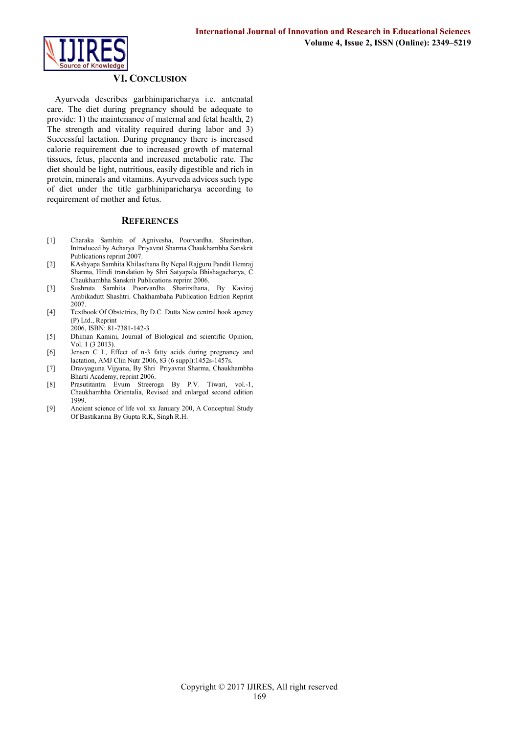## VI. Conclusion

Ayurveda describes garbhiniparicharya i.e. antenatal care. The diet during pregnancy should be adequate to provide: 1) the maintenance of maternal and fetal health, 2) The strength and vitality required during labor and 3) Successful lactation. During pregnancy there is increased calorie requirement due to increased growth of maternal tissues, fetus, placenta and increased metabolic rate. The diet should be light, nutritious, easily digestible and rich in protein, minerals and vitamins. Ayurveda advices such type of diet under the title garbhiniparicharya according to requirement of mother and fetus.

## References

[1] Charaka Samhita of Agnivesha, Poorvardha. Sharirsthan, Introduced by Acharya Priyavrat Sharma Chaukhambha Sanskrit Publications reprint 2007.

[2] KAshyapa Samhita Khilasthana By Nepal Rajguru Pandit Hemraj Sharma, Hindi translation by Shri Satyapala Bhishagacharya, C Chaukhambha Sanskrit Publications reprint 2006.

[3] Sushruta Samhita Poorvardha Sharirsthana, By Kaviraj Ambikadutt Shashtri. Chakhambaha Publication Edition Reprint 2007.

[4] Textbook Of Obstetrics, By D.C. Dutta New central book agency (P) Ltd., Reprint 2006, ISBN: 81-7381-142-3

[5] Dhiman Kamini, Journal of Biological and scientific Opinion, Vol. 1 (3 2013).

[6] Jensen C L, Effect of n-3 fatty acids during pregnancy and lactation, AMJ Clin Nutr 2006, 83 (6 suppl):1452s-1457s.

[7] Dravyaguna Vijyana, By Shri Priyavrat Sharma, Chaukhambha Bharti Academy, reprint 2006.

[8] Prasutitantra Evum Streeroga By P.V. Tiwari, vol.-1, Chaukhambha Orientalia, Revised and enlarged second edition 1999.

[9] Ancient science of life vol. xx January 200, A Conceptual Study Of Bastikarma By Gupta R.K, Singh R.H.